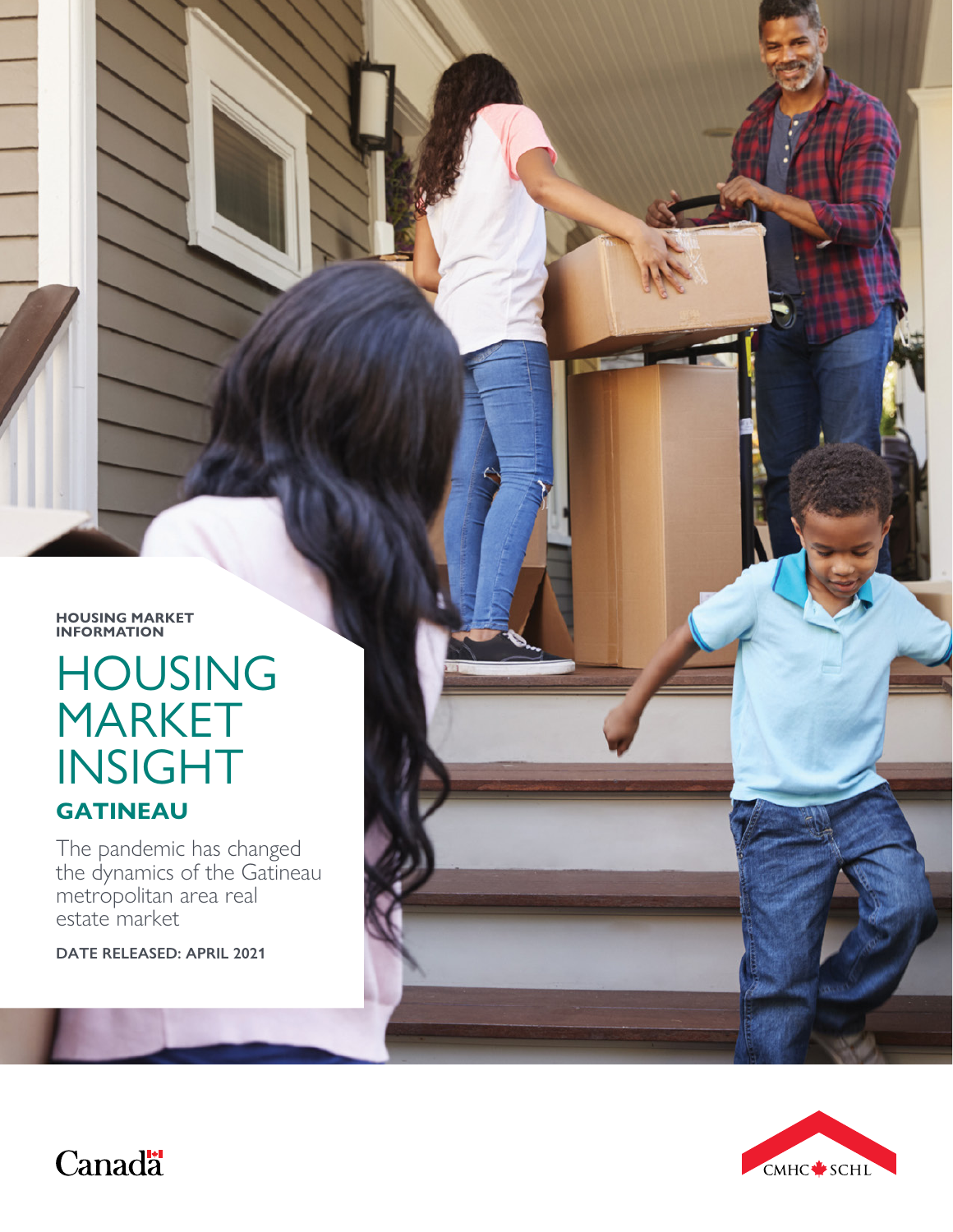HOUSING MARKET INFORMATION

# HOUSING MARKET INSIGHT

## GATINEAU

The pandemic has changed the dynamics of the Gatineau metropolitan area real estate market

**DATE RELEASED: APRIL 2021**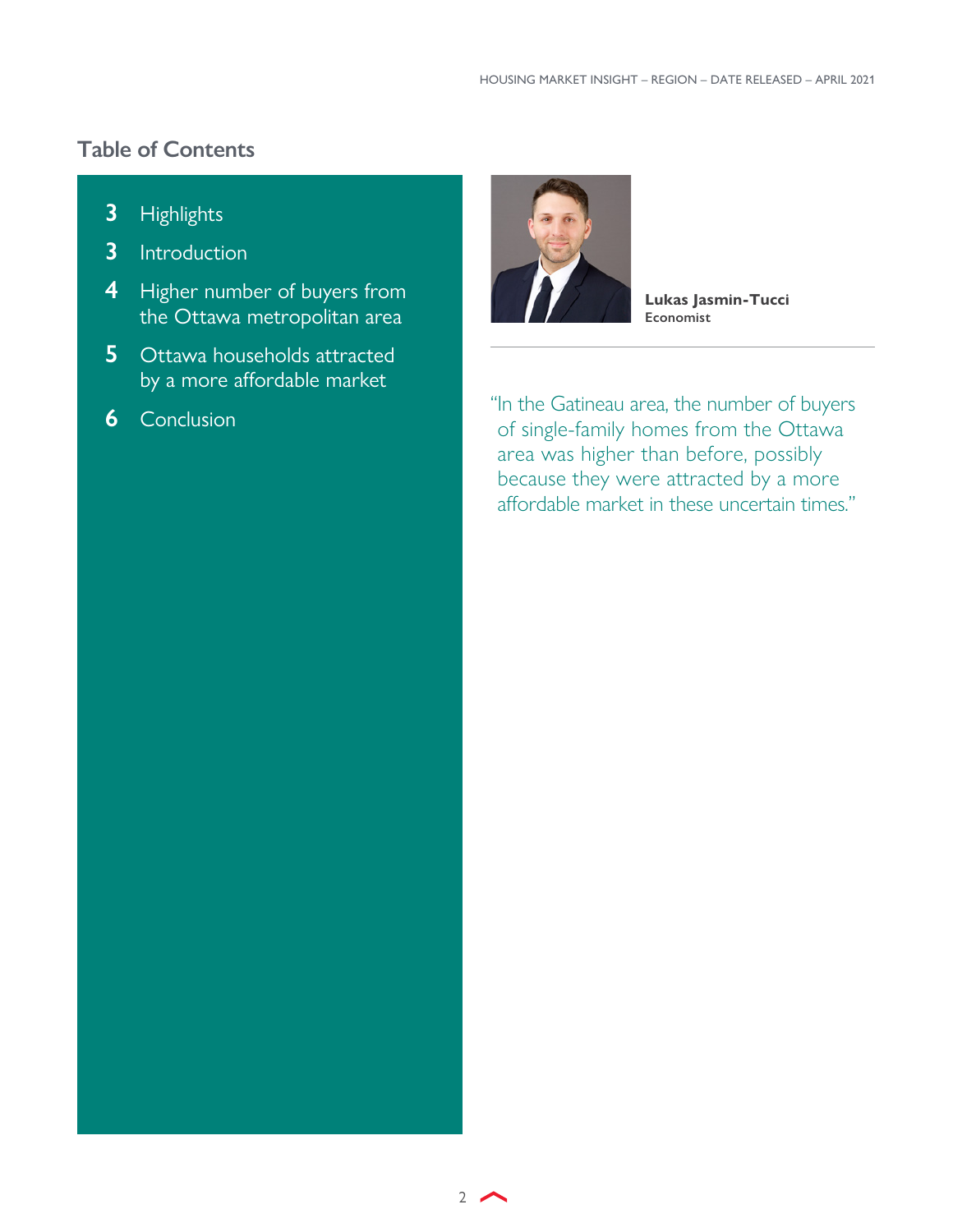## Table of Contents

- 3 Highlights
- 3 Introduction
- 4 Higher number of buyers from the Ottawa metropolitan area
- 5 Ottawa households attracted by a more affordable market
- 6 Conclusion

**Lukas Jasmin-Tucci**
**Economist**

"In the Gatineau area, the number of buyers of single-family homes from the Ottawa area was higher than before, possibly because they were attracted by a more affordable market in these uncertain times."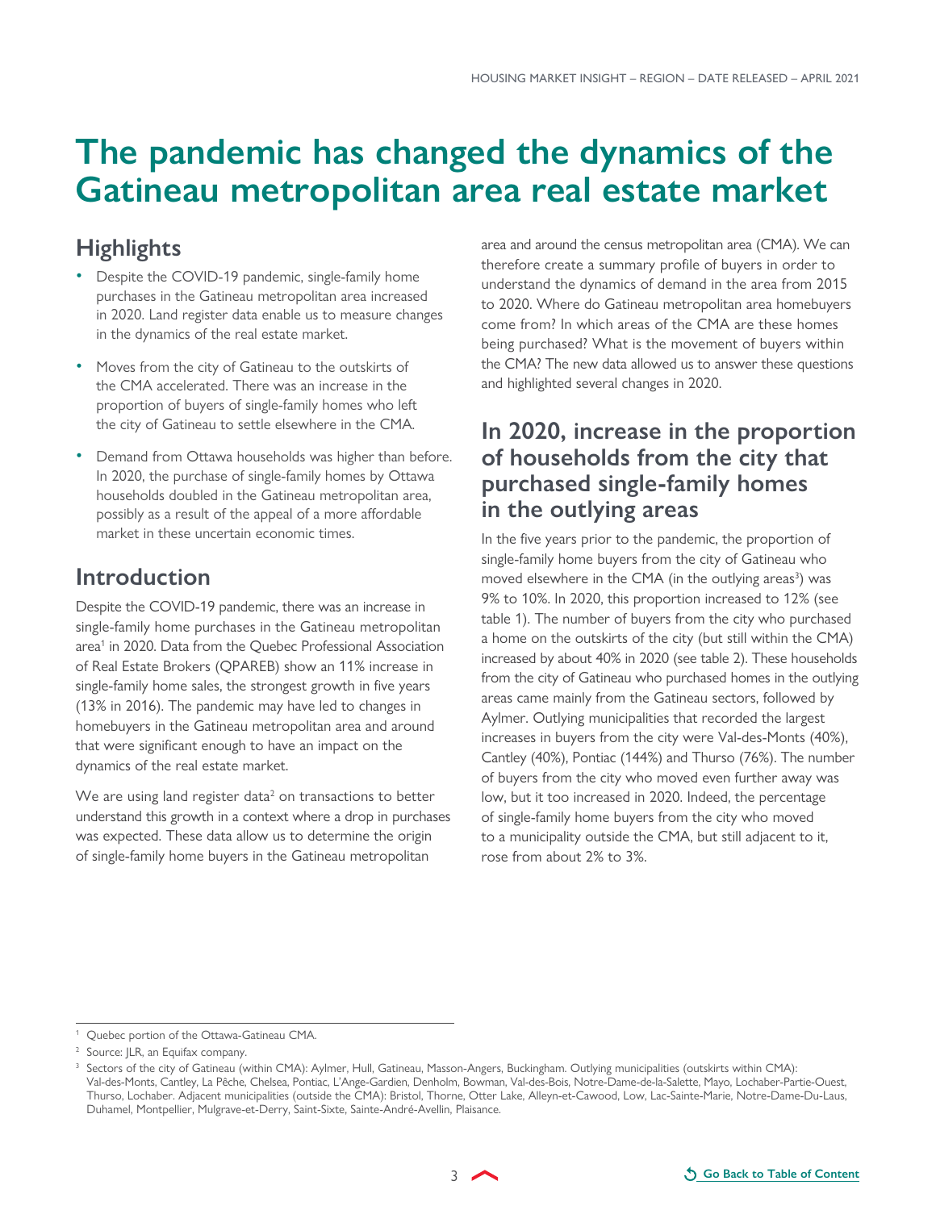# The pandemic has changed the dynamics of the Gatineau metropolitan area real estate market

## Highlights

- Despite the COVID-19 pandemic, single-family home purchases in the Gatineau metropolitan area increased in 2020. Land register data enable us to measure changes in the dynamics of the real estate market.
- Moves from the city of Gatineau to the outskirts of the CMA accelerated. There was an increase in the proportion of buyers of single-family homes who left the city of Gatineau to settle elsewhere in the CMA.
- Demand from Ottawa households was higher than before. In 2020, the purchase of single-family homes by Ottawa households doubled in the Gatineau metropolitan area, possibly as a result of the appeal of a more affordable market in these uncertain economic times.

## Introduction

Despite the COVID-19 pandemic, there was an increase in single-family home purchases in the Gatineau metropolitan area[1] in 2020. Data from the Quebec Professional Association of Real Estate Brokers (QPAREB) show an 11% increase in single-family home sales, the strongest growth in five years (13% in 2016). The pandemic may have led to changes in homebuyers in the Gatineau metropolitan area and around that were significant enough to have an impact on the dynamics of the real estate market.

We are using land register data[2] on transactions to better understand this growth in a context where a drop in purchases was expected. These data allow us to determine the origin of single-family home buyers in the Gatineau metropolitan area and around the census metropolitan area (CMA). We can therefore create a summary profile of buyers in order to understand the dynamics of demand in the area from 2015 to 2020. Where do Gatineau metropolitan area homebuyers come from? In which areas of the CMA are these homes being purchased? What is the movement of buyers within the CMA? The new data allowed us to answer these questions and highlighted several changes in 2020.

## In 2020, increase in the proportion of households from the city that purchased single-family homes in the outlying areas

In the five years prior to the pandemic, the proportion of single-family home buyers from the city of Gatineau who moved elsewhere in the CMA (in the outlying areas[3]) was 9% to 10%. In 2020, this proportion increased to 12% (see table 1). The number of buyers from the city who purchased a home on the outskirts of the city (but still within the CMA) increased by about 40% in 2020 (see table 2). These households from the city of Gatineau who purchased homes in the outlying areas came mainly from the Gatineau sectors, followed by Aylmer. Outlying municipalities that recorded the largest increases in buyers from the city were Val-des-Monts (40%), Cantley (40%), Pontiac (144%) and Thurso (76%). The number of buyers from the city who moved even further away was low, but it too increased in 2020. Indeed, the percentage of single-family home buyers from the city who moved to a municipality outside the CMA, but still adjacent to it, rose from about 2% to 3%.

---

[1] Quebec portion of the Ottawa-Gatineau CMA.

[2] Source: JLR, an Equifax company.

[3] Sectors of the city of Gatineau (within CMA): Aylmer, Hull, Gatineau, Masson-Angers, Buckingham. Outlying municipalities (outskirts within CMA): Val-des-Monts, Cantley, La Pêche, Chelsea, Pontiac, L'Ange-Gardien, Denholm, Bowman, Val-des-Bois, Notre-Dame-de-la-Salette, Mayo, Lochaber-Partie-Ouest, Thurso, Lochaber. Adjacent municipalities (outside the CMA): Bristol, Thorne, Otter Lake, Alleyn-et-Cawood, Low, Lac-Sainte-Marie, Notre-Dame-Du-Laus, Duhamel, Montpellier, Mulgrave-et-Derry, Saint-Sixte, Sainte-André-Avellin, Plaisance.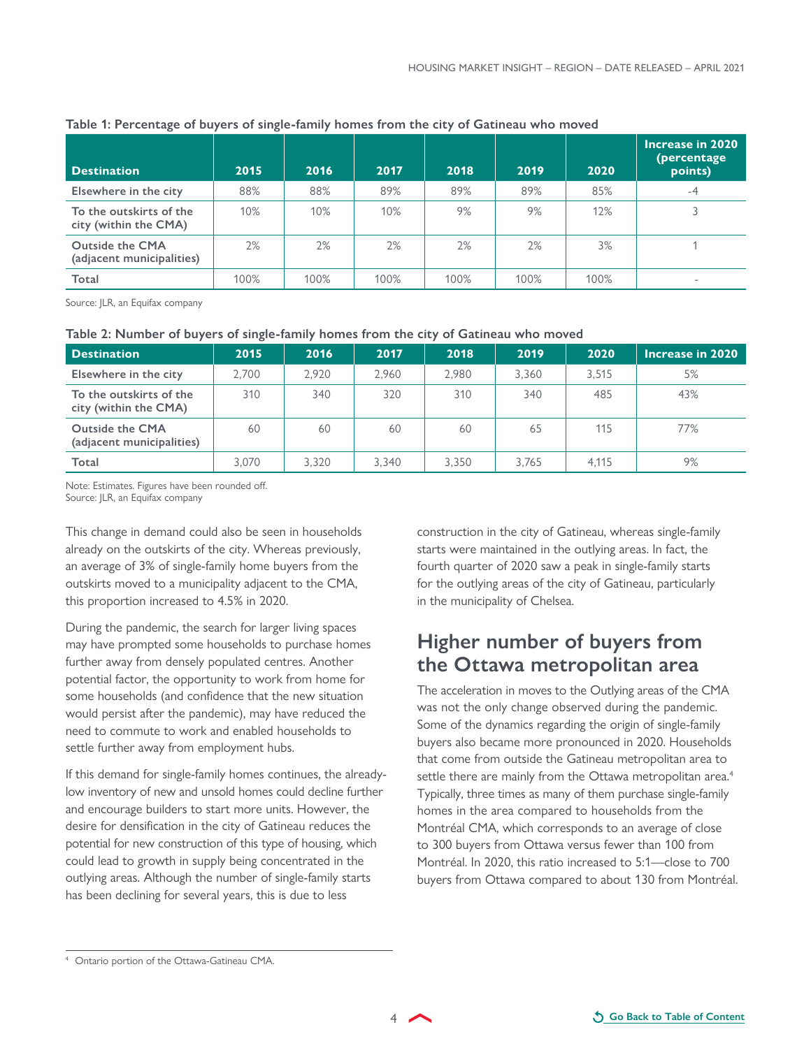**Table 1: Percentage of buyers of single-family homes from the city of Gatineau who moved**

| Destination | 2015 | 2016 | 2017 | 2018 | 2019 | 2020 | Increase in 2020 (percentage points) |
|---|---|---|---|---|---|---|---|
| Elsewhere in the city | 88% | 88% | 89% | 89% | 89% | 85% | -4 |
| To the outskirts of the city (within the CMA) | 10% | 10% | 10% | 9% | 9% | 12% | 3 |
| Outside the CMA (adjacent municipalities) | 2% | 2% | 2% | 2% | 2% | 3% | 1 |
| Total | 100% | 100% | 100% | 100% | 100% | 100% | - |

Source: JLR, an Equifax company

**Table 2: Number of buyers of single-family homes from the city of Gatineau who moved**

| Destination | 2015 | 2016 | 2017 | 2018 | 2019 | 2020 | Increase in 2020 |
|---|---|---|---|---|---|---|---|
| Elsewhere in the city | 2,700 | 2,920 | 2,960 | 2,980 | 3,360 | 3,515 | 5% |
| To the outskirts of the city (within the CMA) | 310 | 340 | 320 | 310 | 340 | 485 | 43% |
| Outside the CMA (adjacent municipalities) | 60 | 60 | 60 | 60 | 65 | 115 | 77% |
| Total | 3,070 | 3,320 | 3,340 | 3,350 | 3,765 | 4,115 | 9% |

Note: Estimates. Figures have been rounded off.
Source: JLR, an Equifax company

This change in demand could also be seen in households already on the outskirts of the city. Whereas previously, an average of 3% of single-family home buyers from the outskirts moved to a municipality adjacent to the CMA, this proportion increased to 4.5% in 2020.

During the pandemic, the search for larger living spaces may have prompted some households to purchase homes further away from densely populated centres. Another potential factor, the opportunity to work from home for some households (and confidence that the new situation would persist after the pandemic), may have reduced the need to commute to work and enabled households to settle further away from employment hubs.

If this demand for single-family homes continues, the already-low inventory of new and unsold homes could decline further and encourage builders to start more units. However, the desire for densification in the city of Gatineau reduces the potential for new construction of this type of housing, which could lead to growth in supply being concentrated in the outlying areas. Although the number of single-family starts has been declining for several years, this is due to less construction in the city of Gatineau, whereas single-family starts were maintained in the outlying areas. In fact, the fourth quarter of 2020 saw a peak in single-family starts for the outlying areas of the city of Gatineau, particularly in the municipality of Chelsea.

## Higher number of buyers from the Ottawa metropolitan area

The acceleration in moves to the Outlying areas of the CMA was not the only change observed during the pandemic. Some of the dynamics regarding the origin of single-family buyers also became more pronounced in 2020. Households that come from outside the Gatineau metropolitan area to settle there are mainly from the Ottawa metropolitan area.[4] Typically, three times as many of them purchase single-family homes in the area compared to households from the Montréal CMA, which corresponds to an average of close to 300 buyers from Ottawa versus fewer than 100 from Montréal. In 2020, this ratio increased to 5:1—close to 700 buyers from Ottawa compared to about 130 from Montréal.

[4] Ontario portion of the Ottawa-Gatineau CMA.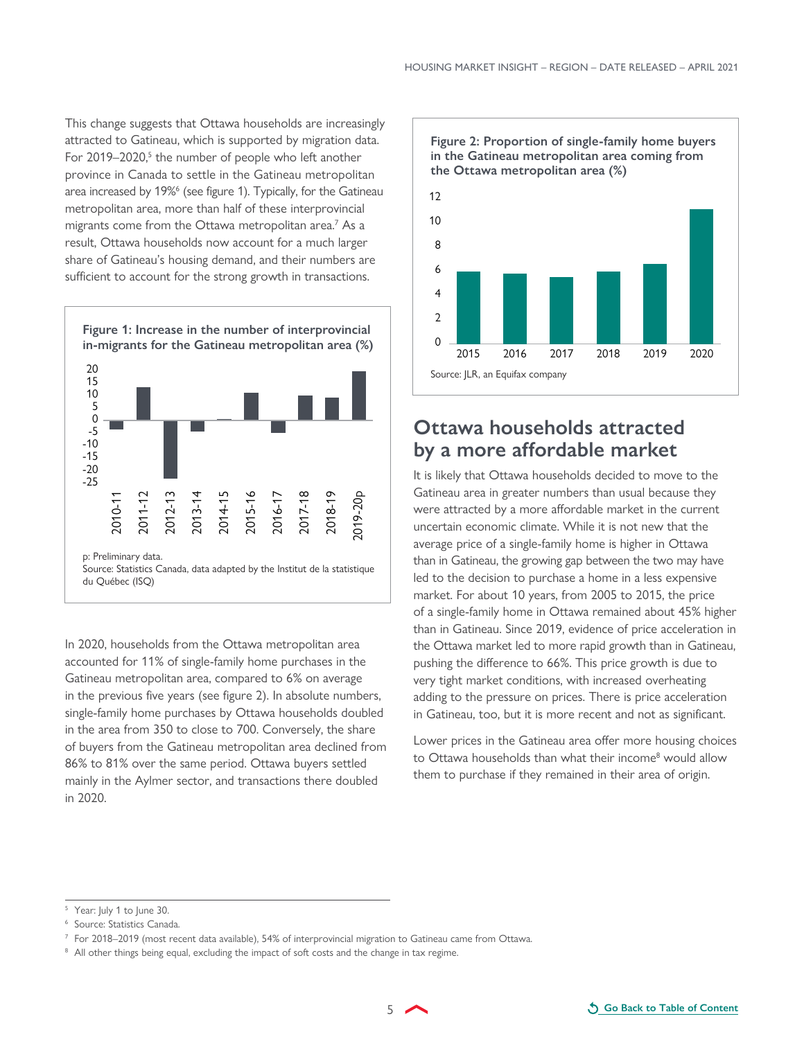This change suggests that Ottawa households are increasingly attracted to Gatineau, which is supported by migration data. For 2019–2020,[5] the number of people who left another province in Canada to settle in the Gatineau metropolitan area increased by 19%[6] (see figure 1). Typically, for the Gatineau metropolitan area, more than half of these interprovincial migrants come from the Ottawa metropolitan area.[7] As a result, Ottawa households now account for a much larger share of Gatineau's housing demand, and their numbers are sufficient to account for the strong growth in transactions.

**Figure 1: Increase in the number of interprovincial in-migrants for the Gatineau metropolitan area (%)**

p: Preliminary data.
Source: Statistics Canada, data adapted by the Institut de la statistique du Québec (ISQ)

In 2020, households from the Ottawa metropolitan area accounted for 11% of single-family home purchases in the Gatineau metropolitan area, compared to 6% on average in the previous five years (see figure 2). In absolute numbers, single-family home purchases by Ottawa households doubled in the area from 350 to close to 700. Conversely, the share of buyers from the Gatineau metropolitan area declined from 86% to 81% over the same period. Ottawa buyers settled mainly in the Aylmer sector, and transactions there doubled in 2020.

**Figure 2: Proportion of single-family home buyers in the Gatineau metropolitan area coming from the Ottawa metropolitan area (%)**

Source: JLR, an Equifax company

## Ottawa households attracted by a more affordable market

It is likely that Ottawa households decided to move to the Gatineau area in greater numbers than usual because they were attracted by a more affordable market in the current uncertain economic climate. While it is not new that the average price of a single-family home is higher in Ottawa than in Gatineau, the growing gap between the two may have led to the decision to purchase a home in a less expensive market. For about 10 years, from 2005 to 2015, the price of a single-family home in Ottawa remained about 45% higher than in Gatineau. Since 2019, evidence of price acceleration in the Ottawa market led to more rapid growth than in Gatineau, pushing the difference to 66%. This price growth is due to very tight market conditions, with increased overheating adding to the pressure on prices. There is price acceleration in Gatineau, too, but it is more recent and not as significant.

Lower prices in the Gatineau area offer more housing choices to Ottawa households than what their income[8] would allow them to purchase if they remained in their area of origin.

---

[5] Year: July 1 to June 30.

[6] Source: Statistics Canada.

[7] For 2018–2019 (most recent data available), 54% of interprovincial migration to Gatineau came from Ottawa.

[8] All other things being equal, excluding the impact of soft costs and the change in tax regime.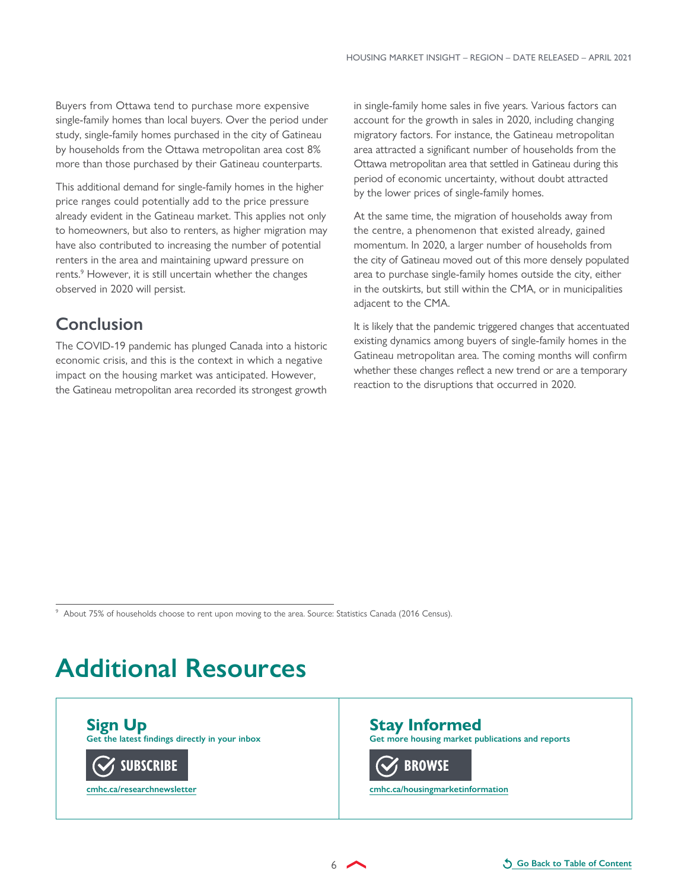Buyers from Ottawa tend to purchase more expensive single-family homes than local buyers. Over the period under study, single-family homes purchased in the city of Gatineau by households from the Ottawa metropolitan area cost 8% more than those purchased by their Gatineau counterparts.

This additional demand for single-family homes in the higher price ranges could potentially add to the price pressure already evident in the Gatineau market. This applies not only to homeowners, but also to renters, as higher migration may have also contributed to increasing the number of potential renters in the area and maintaining upward pressure on rents.[9] However, it is still uncertain whether the changes observed in 2020 will persist.

## Conclusion

The COVID-19 pandemic has plunged Canada into a historic economic crisis, and this is the context in which a negative impact on the housing market was anticipated. However, the Gatineau metropolitan area recorded its strongest growth in single-family home sales in five years. Various factors can account for the growth in sales in 2020, including changing migratory factors. For instance, the Gatineau metropolitan area attracted a significant number of households from the Ottawa metropolitan area that settled in Gatineau during this period of economic uncertainty, without doubt attracted by the lower prices of single-family homes.

At the same time, the migration of households away from the centre, a phenomenon that existed already, gained momentum. In 2020, a larger number of households from the city of Gatineau moved out of this more densely populated area to purchase single-family homes outside the city, either in the outskirts, but still within the CMA, or in municipalities adjacent to the CMA.

It is likely that the pandemic triggered changes that accentuated existing dynamics among buyers of single-family homes in the Gatineau metropolitan area. The coming months will confirm whether these changes reflect a new trend or are a temporary reaction to the disruptions that occurred in 2020.

[9] About 75% of households choose to rent upon moving to the area. Source: Statistics Canada (2016 Census).

# Additional Resources

**Sign Up**
Get the latest findings directly in your inbox

SUBSCRIBE

cmhc.ca/researchnewsletter

**Stay Informed**
Get more housing market publications and reports

BROWSE

cmhc.ca/housingmarketinformation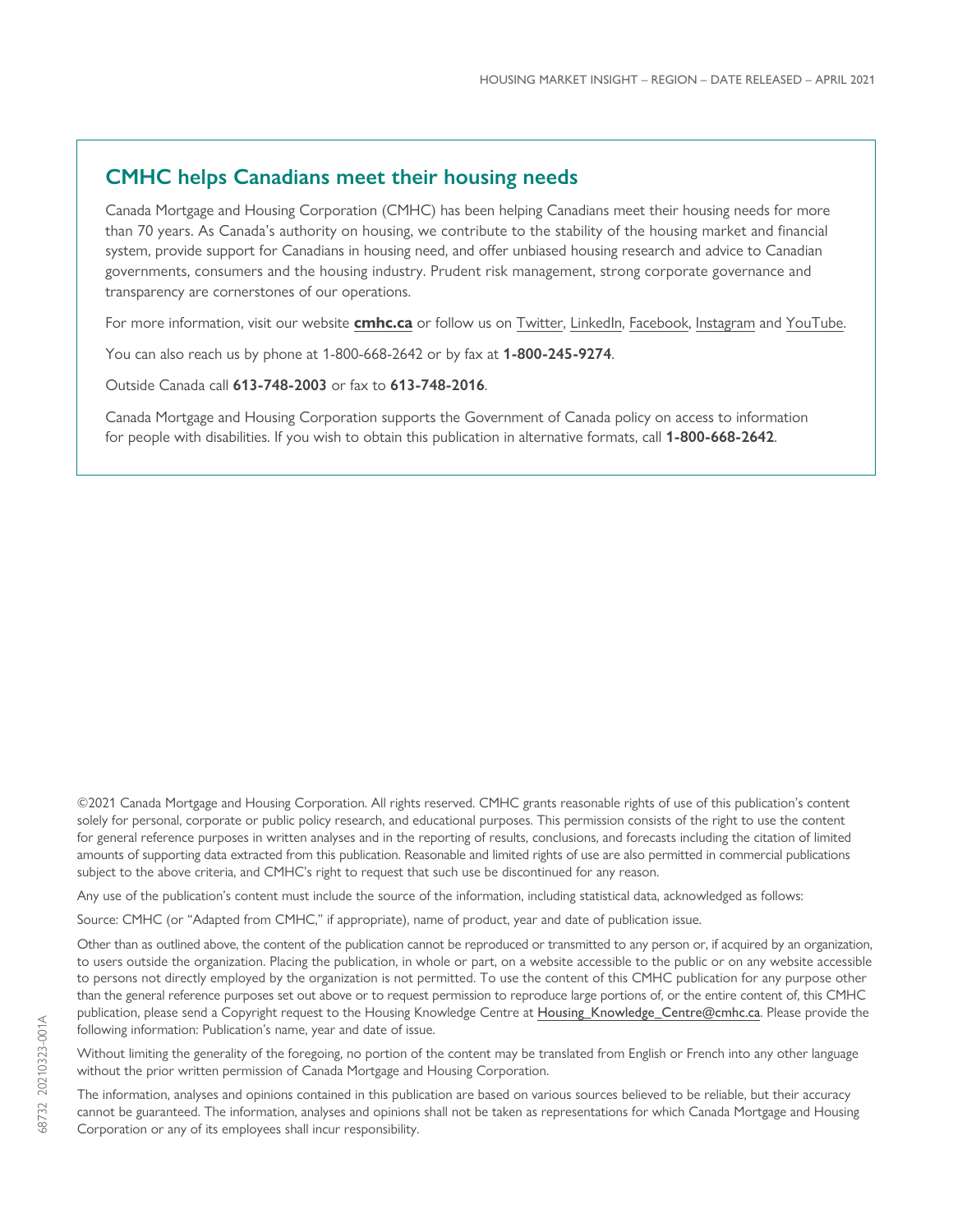## CMHC helps Canadians meet their housing needs

Canada Mortgage and Housing Corporation (CMHC) has been helping Canadians meet their housing needs for more than 70 years. As Canada's authority on housing, we contribute to the stability of the housing market and financial system, provide support for Canadians in housing need, and offer unbiased housing research and advice to Canadian governments, consumers and the housing industry. Prudent risk management, strong corporate governance and transparency are cornerstones of our operations.

For more information, visit our website **cmhc.ca** or follow us on Twitter, LinkedIn, Facebook, Instagram and YouTube.

You can also reach us by phone at 1-800-668-2642 or by fax at **1-800-245-9274**.

Outside Canada call **613-748-2003** or fax to **613-748-2016**.

Canada Mortgage and Housing Corporation supports the Government of Canada policy on access to information for people with disabilities. If you wish to obtain this publication in alternative formats, call **1-800-668-2642**.

©2021 Canada Mortgage and Housing Corporation. All rights reserved. CMHC grants reasonable rights of use of this publication's content solely for personal, corporate or public policy research, and educational purposes. This permission consists of the right to use the content for general reference purposes in written analyses and in the reporting of results, conclusions, and forecasts including the citation of limited amounts of supporting data extracted from this publication. Reasonable and limited rights of use are also permitted in commercial publications subject to the above criteria, and CMHC's right to request that such use be discontinued for any reason.

Any use of the publication's content must include the source of the information, including statistical data, acknowledged as follows:

Source: CMHC (or "Adapted from CMHC," if appropriate), name of product, year and date of publication issue.

Other than as outlined above, the content of the publication cannot be reproduced or transmitted to any person or, if acquired by an organization, to users outside the organization. Placing the publication, in whole or part, on a website accessible to the public or on any website accessible to persons not directly employed by the organization is not permitted. To use the content of this CMHC publication for any purpose other than the general reference purposes set out above or to request permission to reproduce large portions of, or the entire content of, this CMHC publication, please send a Copyright request to the Housing Knowledge Centre at Housing_Knowledge_Centre@cmhc.ca. Please provide the following information: Publication's name, year and date of issue.

Without limiting the generality of the foregoing, no portion of the content may be translated from English or French into any other language without the prior written permission of Canada Mortgage and Housing Corporation.

The information, analyses and opinions contained in this publication are based on various sources believed to be reliable, but their accuracy cannot be guaranteed. The information, analyses and opinions shall not be taken as representations for which Canada Mortgage and Housing Corporation or any of its employees shall incur responsibility.

68732 20210323-001A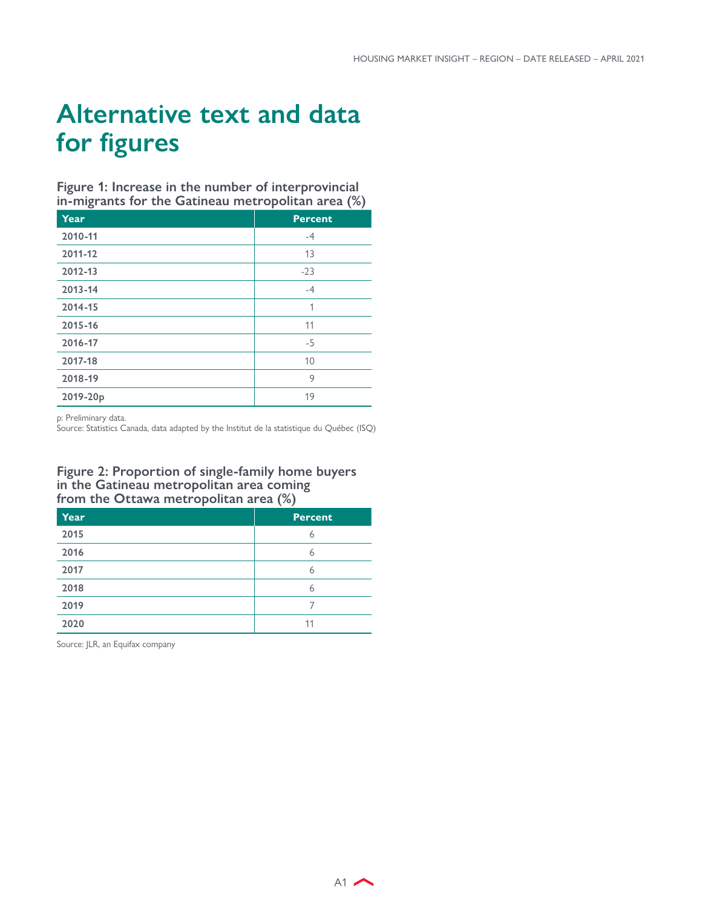# Alternative text and data for figures

### Figure 1: Increase in the number of interprovincial in-migrants for the Gatineau metropolitan area (%)

| Year | Percent |
|---|---|
| 2010-11 | -4 |
| 2011-12 | 13 |
| 2012-13 | -23 |
| 2013-14 | -4 |
| 2014-15 | 1 |
| 2015-16 | 11 |
| 2016-17 | -5 |
| 2017-18 | 10 |
| 2018-19 | 9 |
| 2019-20p | 19 |

p: Preliminary data.
Source: Statistics Canada, data adapted by the Institut de la statistique du Québec (ISQ)

### Figure 2: Proportion of single-family home buyers in the Gatineau metropolitan area coming from the Ottawa metropolitan area (%)

| Year | Percent |
|---|---|
| 2015 | 6 |
| 2016 | 6 |
| 2017 | 6 |
| 2018 | 6 |
| 2019 | 7 |
| 2020 | 11 |

Source: JLR, an Equifax company